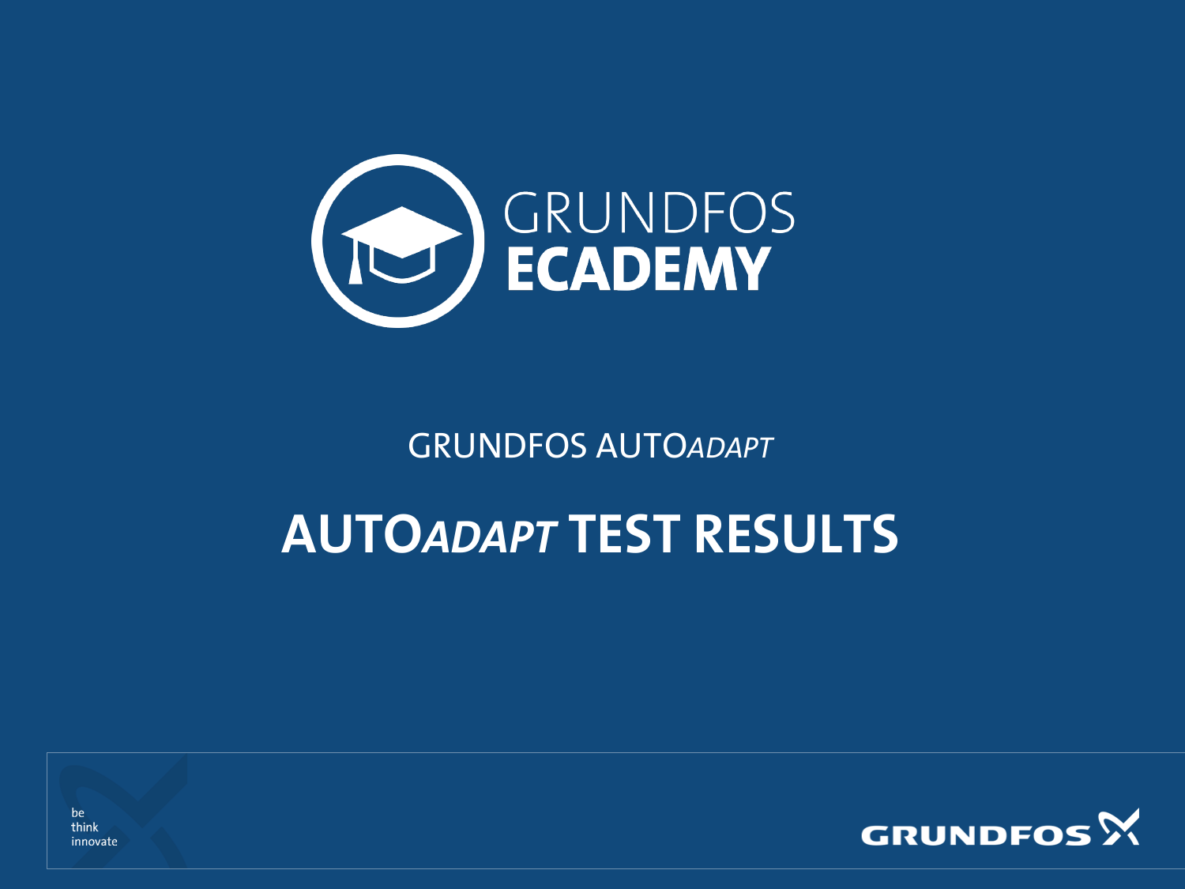GRUNDFOS ECADEMY

GRUNDFOS AUTO*ADAPT*

# AUTO*ADAPT* TEST RESULTS

be
think
innovate

GRUNDFOS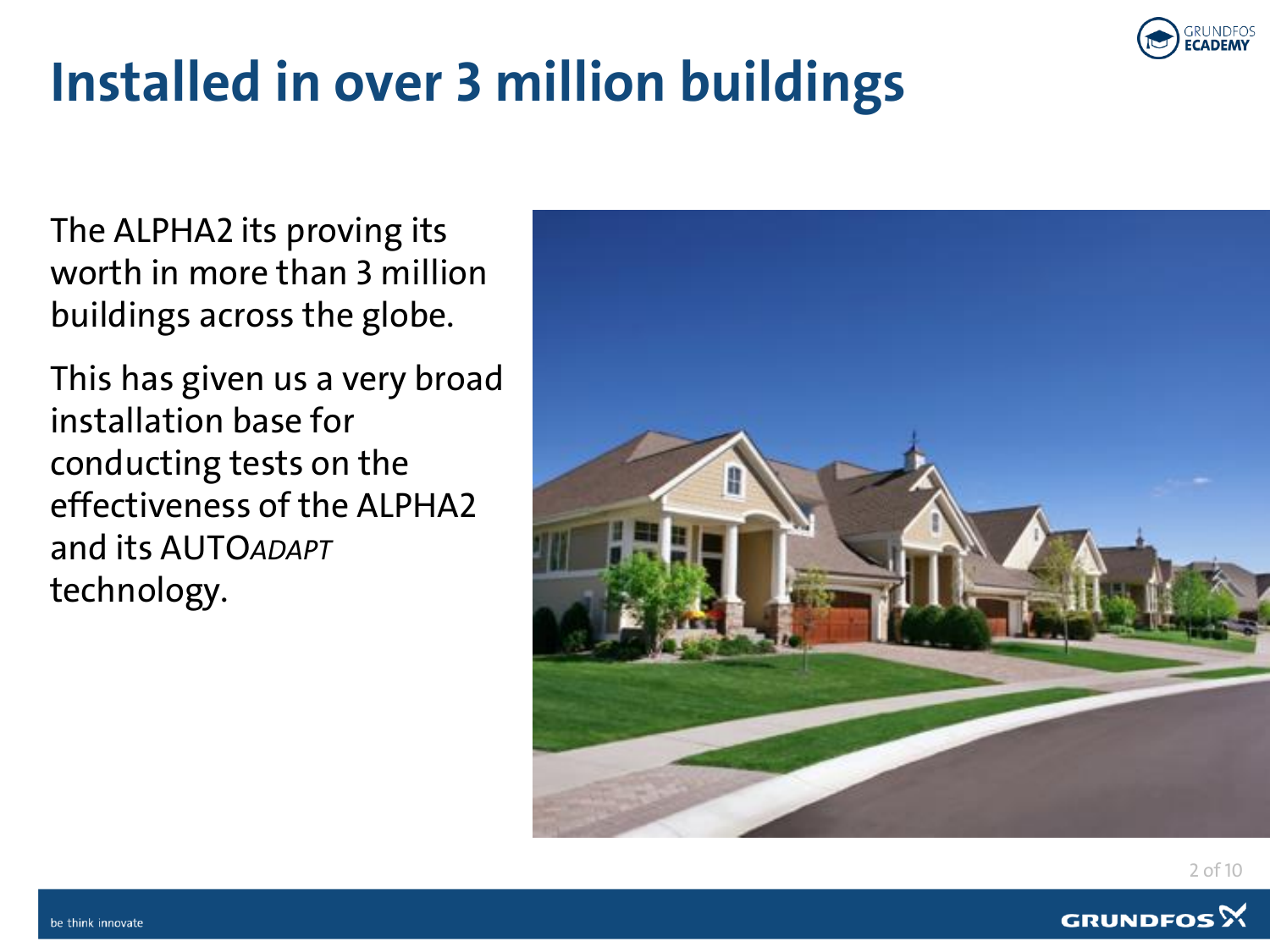# Installed in over 3 million buildings

The ALPHA2 its proving its worth in more than 3 million buildings across the globe.

This has given us a very broad installation base for conducting tests on the effectiveness of the ALPHA2 and its AUTO*ADAPT* technology.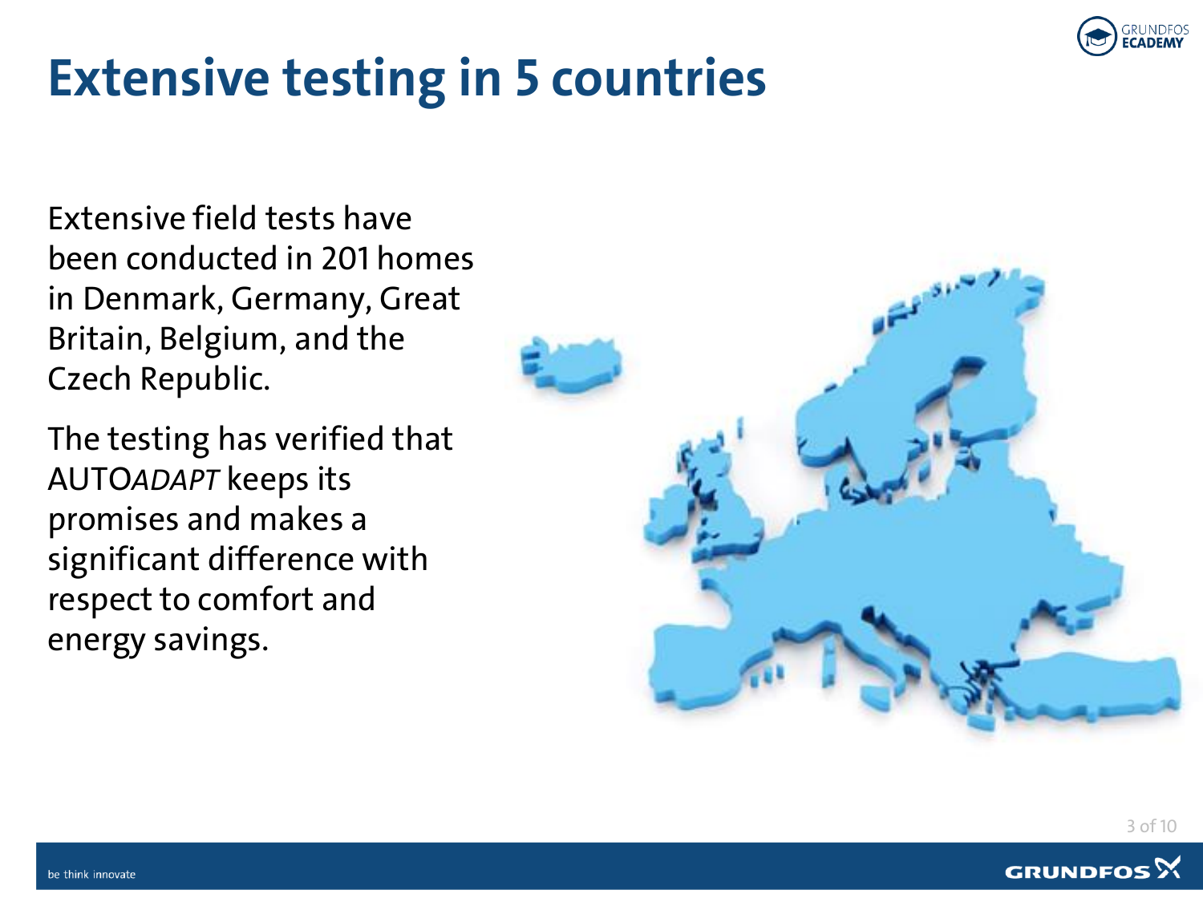# Extensive testing in 5 countries

Extensive field tests have been conducted in 201 homes in Denmark, Germany, Great Britain, Belgium, and the Czech Republic.

The testing has verified that AUTO*ADAPT* keeps its promises and makes a significant difference with respect to comfort and energy savings.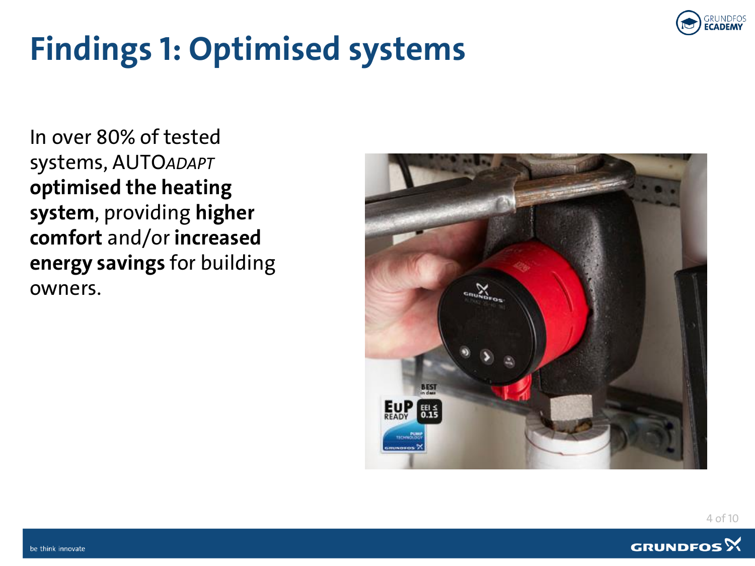# Findings 1: Optimised systems

In over 80% of tested systems, AUTO*ADAPT* **optimised the heating system**, providing **higher comfort** and/or **increased energy savings** for building owners.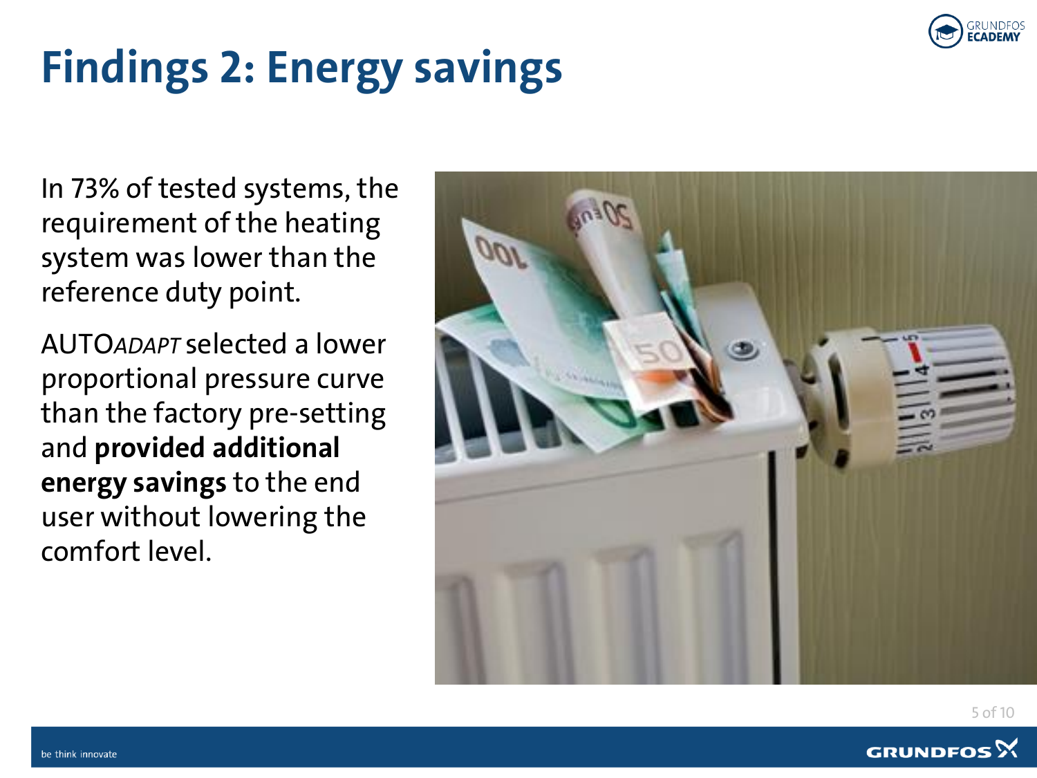# Findings 2: Energy savings

In 73% of tested systems, the requirement of the heating system was lower than the reference duty point.

AUTO*ADAPT* selected a lower proportional pressure curve than the factory pre-setting and **provided additional energy savings** to the end user without lowering the comfort level.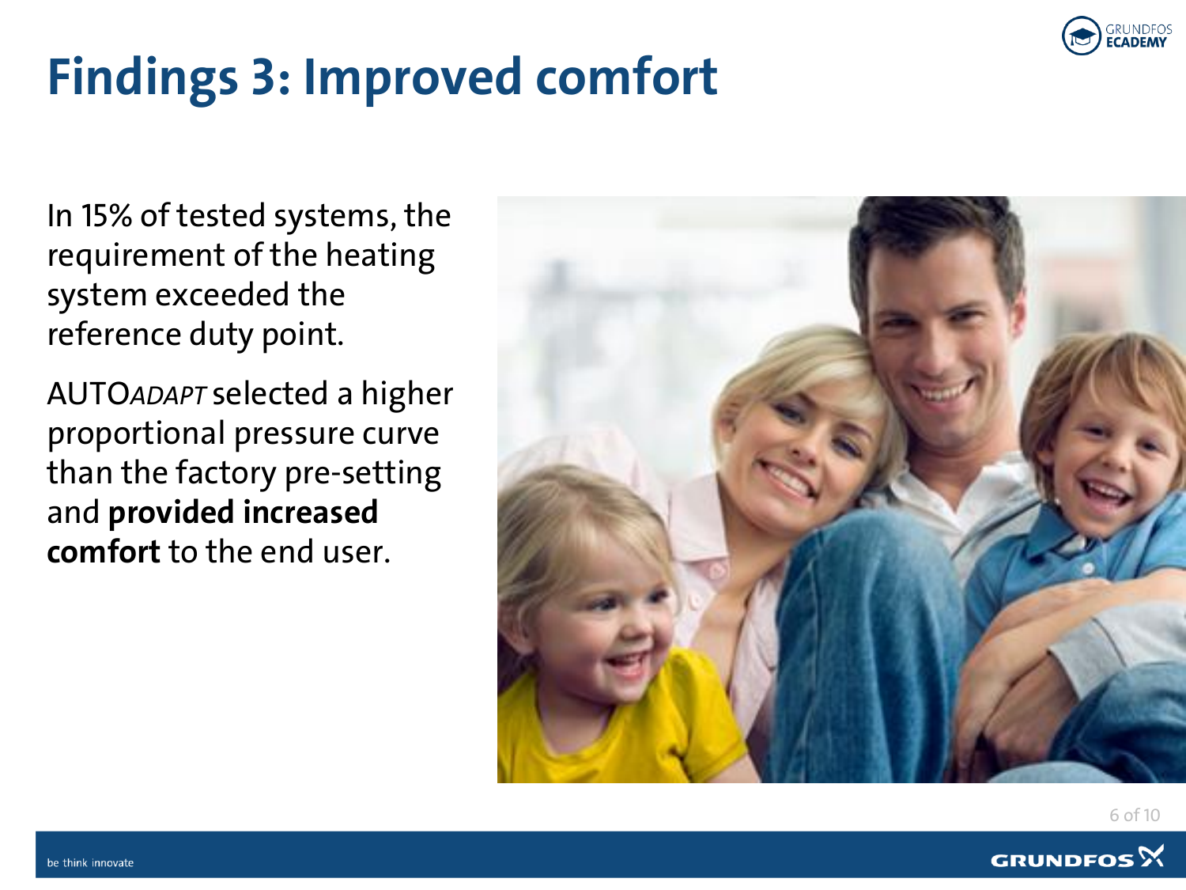# Findings 3: Improved comfort

In 15% of tested systems, the requirement of the heating system exceeded the reference duty point.

AUTO*ADAPT* selected a higher proportional pressure curve than the factory pre-setting and **provided increased comfort** to the end user.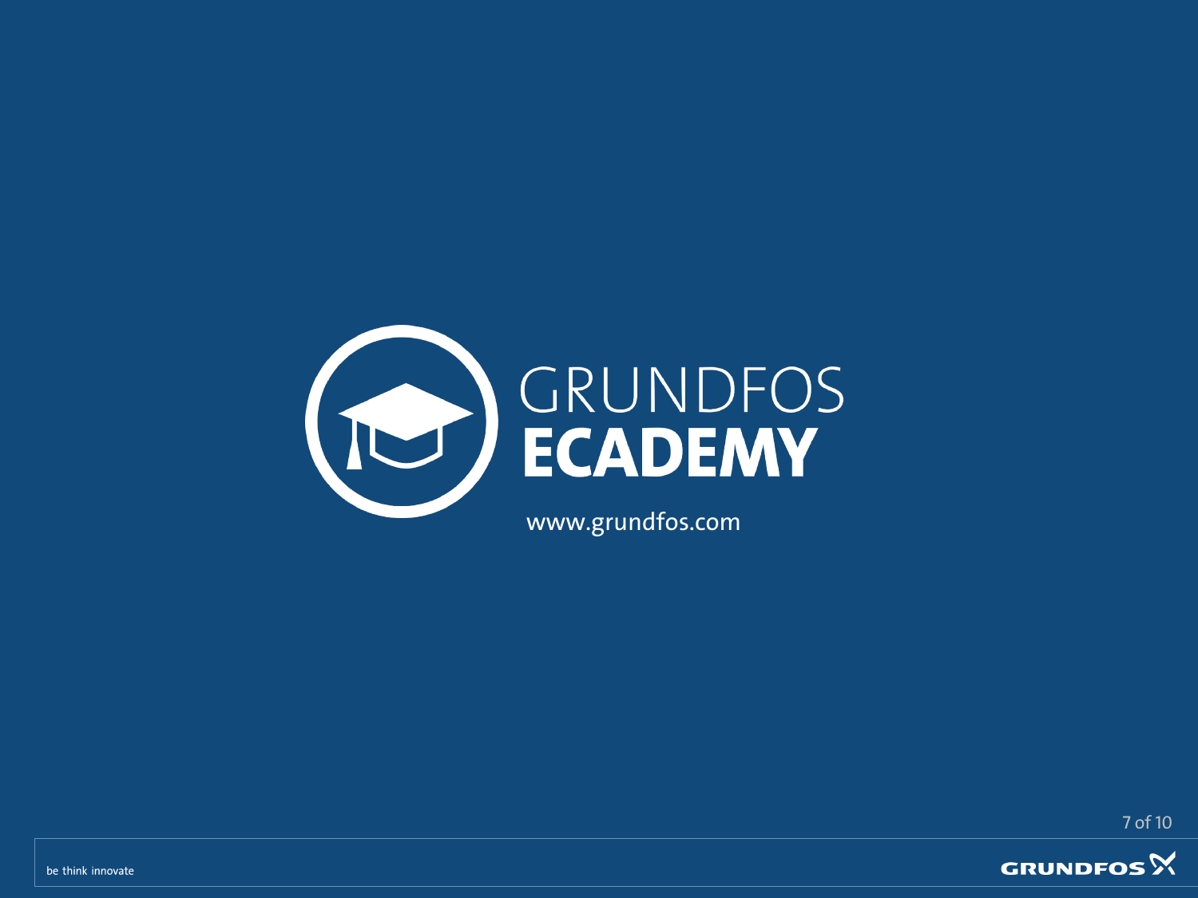GRUNDFOS
**ECADEMY**

www.grundfos.com